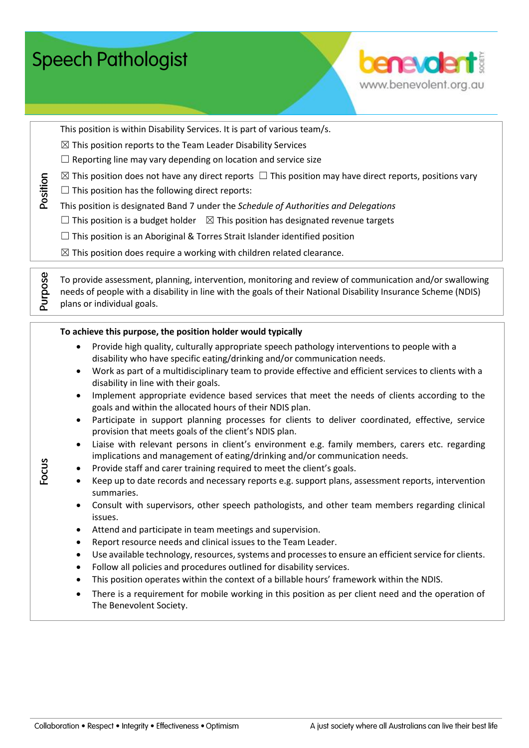# Speech Pathologist

benevolent SOCIETY
www.benevolent.org.au

## Position

This position is within Disability Services. It is part of various team/s.

☒ This position reports to the Team Leader Disability Services

☐ Reporting line may vary depending on location and service size

☒ This position does not have any direct reports ☐ This position may have direct reports, positions vary

☐ This position has the following direct reports:

This position is designated Band 7 under the *Schedule of Authorities and Delegations*

☐ This position is a budget holder ☒ This position has designated revenue targets

☐ This position is an Aboriginal & Torres Strait Islander identified position

☒ This position does require a working with children related clearance.

## Purpose

To provide assessment, planning, intervention, monitoring and review of communication and/or swallowing needs of people with a disability in line with the goals of their National Disability Insurance Scheme (NDIS) plans or individual goals.

## Focus

**To achieve this purpose, the position holder would typically**

- Provide high quality, culturally appropriate speech pathology interventions to people with a disability who have specific eating/drinking and/or communication needs.
- Work as part of a multidisciplinary team to provide effective and efficient services to clients with a disability in line with their goals.
- Implement appropriate evidence based services that meet the needs of clients according to the goals and within the allocated hours of their NDIS plan.
- Participate in support planning processes for clients to deliver coordinated, effective, service provision that meets goals of the client's NDIS plan.
- Liaise with relevant persons in client's environment e.g. family members, carers etc. regarding implications and management of eating/drinking and/or communication needs.
- Provide staff and carer training required to meet the client's goals.
- Keep up to date records and necessary reports e.g. support plans, assessment reports, intervention summaries.
- Consult with supervisors, other speech pathologists, and other team members regarding clinical issues.
- Attend and participate in team meetings and supervision.
- Report resource needs and clinical issues to the Team Leader.
- Use available technology, resources, systems and processes to ensure an efficient service for clients.
- Follow all policies and procedures outlined for disability services.
- This position operates within the context of a billable hours' framework within the NDIS.
- There is a requirement for mobile working in this position as per client need and the operation of The Benevolent Society.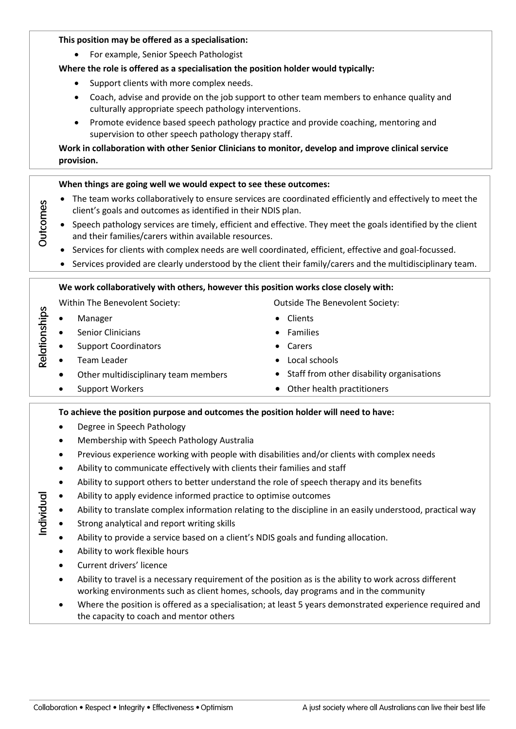**This position may be offered as a specialisation:**

- For example, Senior Speech Pathologist

**Where the role is offered as a specialisation the position holder would typically:**

- Support clients with more complex needs.
- Coach, advise and provide on the job support to other team members to enhance quality and culturally appropriate speech pathology interventions.
- Promote evidence based speech pathology practice and provide coaching, mentoring and supervision to other speech pathology therapy staff.

**Work in collaboration with other Senior Clinicians to monitor, develop and improve clinical service provision.**

## Outcomes

**When things are going well we would expect to see these outcomes:**

- The team works collaboratively to ensure services are coordinated efficiently and effectively to meet the client's goals and outcomes as identified in their NDIS plan.
- Speech pathology services are timely, efficient and effective. They meet the goals identified by the client and their families/carers within available resources.
- Services for clients with complex needs are well coordinated, efficient, effective and goal-focussed.
- Services provided are clearly understood by the client their family/carers and the multidisciplinary team.

## Relationships

**We work collaboratively with others, however this position works close closely with:**

Within The Benevolent Society:

- Manager
- Senior Clinicians
- Support Coordinators
- Team Leader
- Other multidisciplinary team members
- Support Workers

Outside The Benevolent Society:

- Clients
- Families
- Carers
- Local schools
- Staff from other disability organisations
- Other health practitioners

## Individual

**To achieve the position purpose and outcomes the position holder will need to have:**

- Degree in Speech Pathology
- Membership with Speech Pathology Australia
- Previous experience working with people with disabilities and/or clients with complex needs
- Ability to communicate effectively with clients their families and staff
- Ability to support others to better understand the role of speech therapy and its benefits
- Ability to apply evidence informed practice to optimise outcomes
- Ability to translate complex information relating to the discipline in an easily understood, practical way
- Strong analytical and report writing skills
- Ability to provide a service based on a client's NDIS goals and funding allocation.
- Ability to work flexible hours
- Current drivers' licence
- Ability to travel is a necessary requirement of the position as is the ability to work across different working environments such as client homes, schools, day programs and in the community
- Where the position is offered as a specialisation; at least 5 years demonstrated experience required and the capacity to coach and mentor others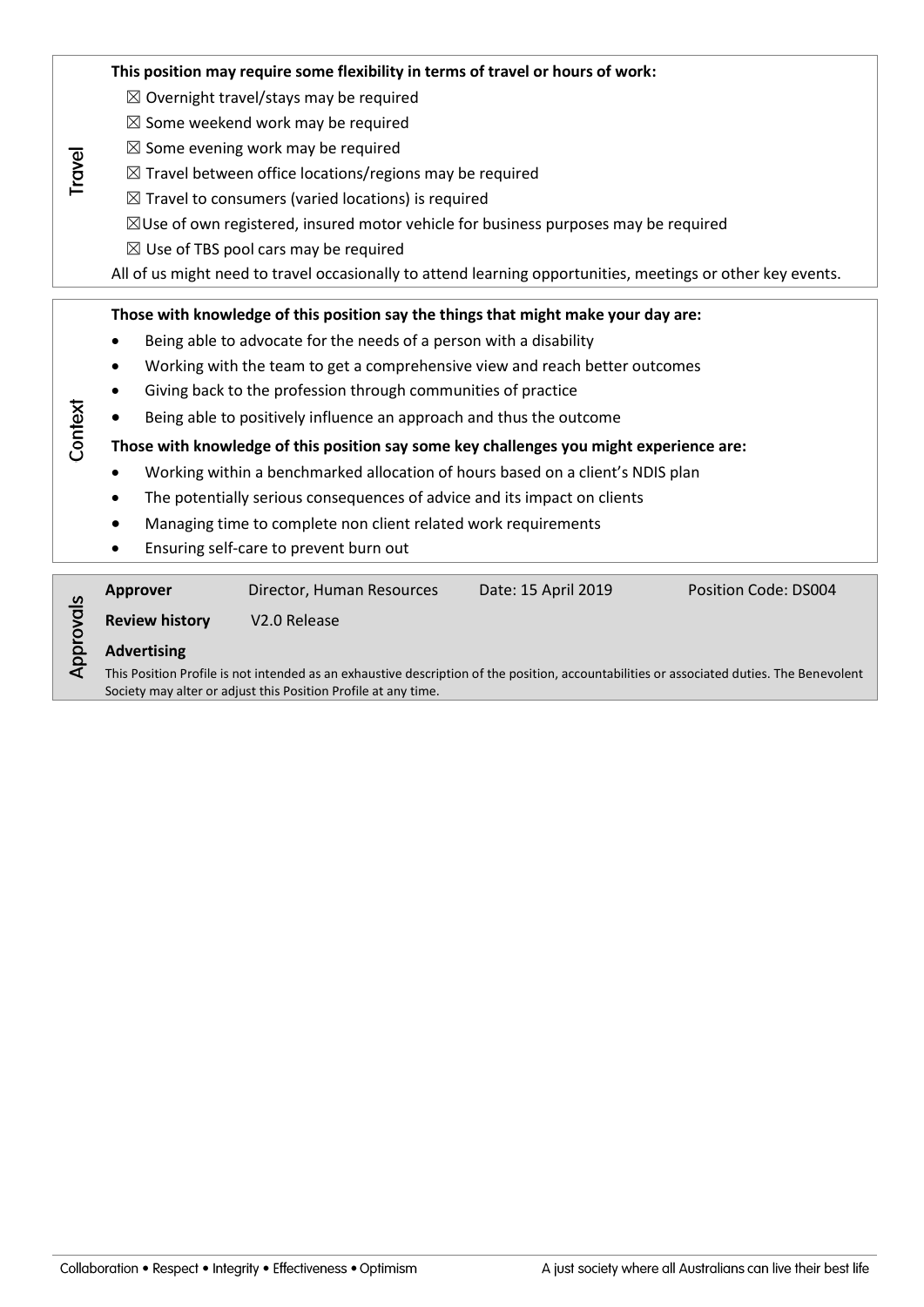## Travel

**This position may require some flexibility in terms of travel or hours of work:**

- ☒ Overnight travel/stays may be required
- ☒ Some weekend work may be required
- ☒ Some evening work may be required
- ☒ Travel between office locations/regions may be required
- ☒ Travel to consumers (varied locations) is required
- ☒Use of own registered, insured motor vehicle for business purposes may be required
- ☒ Use of TBS pool cars may be required

All of us might need to travel occasionally to attend learning opportunities, meetings or other key events.

## Context

**Those with knowledge of this position say the things that might make your day are:**

- Being able to advocate for the needs of a person with a disability
- Working with the team to get a comprehensive view and reach better outcomes
- Giving back to the profession through communities of practice
- Being able to positively influence an approach and thus the outcome

**Those with knowledge of this position say some key challenges you might experience are:**

- Working within a benchmarked allocation of hours based on a client's NDIS plan
- The potentially serious consequences of advice and its impact on clients
- Managing time to complete non client related work requirements
- Ensuring self-care to prevent burn out

## Approvals

| | | | |
|---|---|---|---|
| **Approver** | Director, Human Resources | Date: 15 April 2019 | Position Code: DS004 |
| **Review history** | V2.0 Release | | |
| **Advertising** | | | |

This Position Profile is not intended as an exhaustive description of the position, accountabilities or associated duties. The Benevolent Society may alter or adjust this Position Profile at any time.